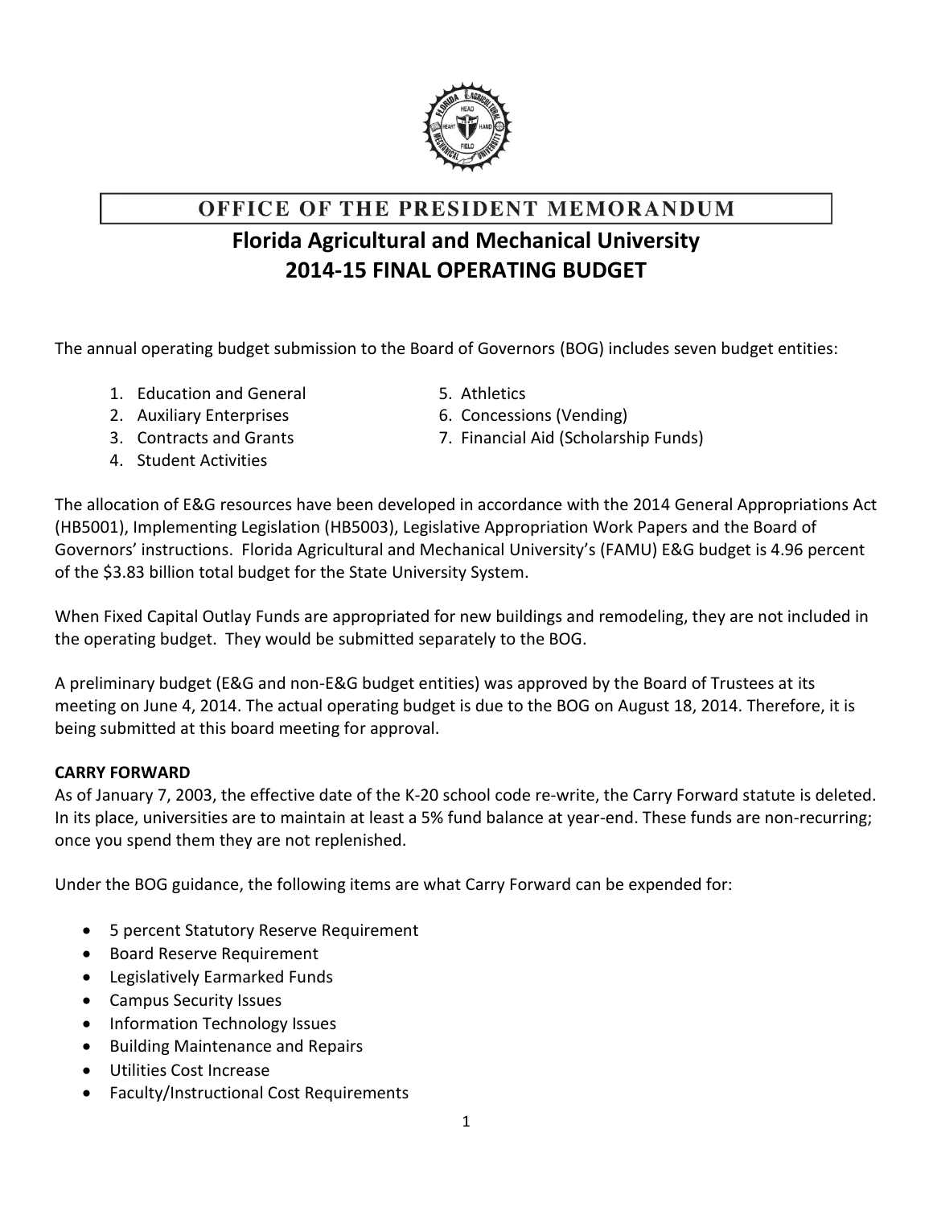# OFFICE OF THE PRESIDENT MEMORANDUM

## Florida Agricultural and Mechanical University
## 2014-15 FINAL OPERATING BUDGET

The annual operating budget submission to the Board of Governors (BOG) includes seven budget entities:

1. Education and General
2. Auxiliary Enterprises
3. Contracts and Grants
4. Student Activities
5. Athletics
6. Concessions (Vending)
7. Financial Aid (Scholarship Funds)

The allocation of E&G resources have been developed in accordance with the 2014 General Appropriations Act (HB5001), Implementing Legislation (HB5003), Legislative Appropriation Work Papers and the Board of Governors' instructions. Florida Agricultural and Mechanical University's (FAMU) E&G budget is 4.96 percent of the $3.83 billion total budget for the State University System.

When Fixed Capital Outlay Funds are appropriated for new buildings and remodeling, they are not included in the operating budget. They would be submitted separately to the BOG.

A preliminary budget (E&G and non-E&G budget entities) was approved by the Board of Trustees at its meeting on June 4, 2014. The actual operating budget is due to the BOG on August 18, 2014. Therefore, it is being submitted at this board meeting for approval.

**CARRY FORWARD**

As of January 7, 2003, the effective date of the K-20 school code re-write, the Carry Forward statute is deleted. In its place, universities are to maintain at least a 5% fund balance at year-end. These funds are non-recurring; once you spend them they are not replenished.

Under the BOG guidance, the following items are what Carry Forward can be expended for:

- 5 percent Statutory Reserve Requirement
- Board Reserve Requirement
- Legislatively Earmarked Funds
- Campus Security Issues
- Information Technology Issues
- Building Maintenance and Repairs
- Utilities Cost Increase
- Faculty/Instructional Cost Requirements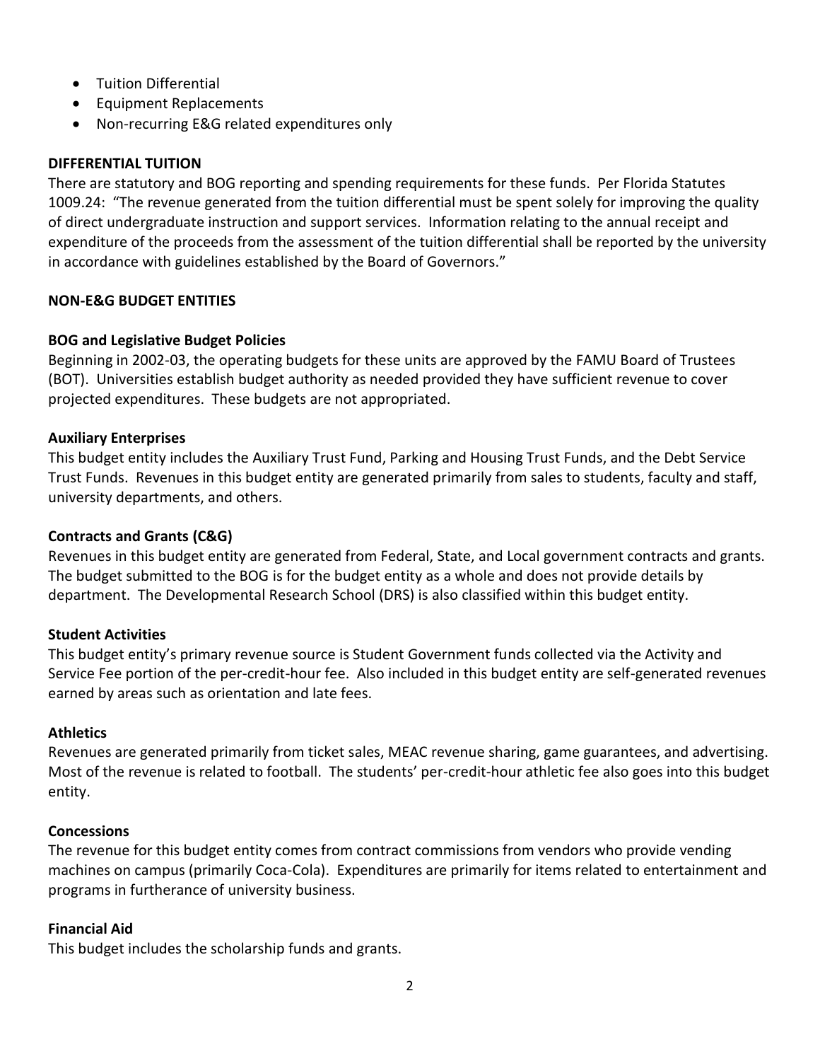- Tuition Differential
- Equipment Replacements
- Non-recurring E&G related expenditures only

**DIFFERENTIAL TUITION**

There are statutory and BOG reporting and spending requirements for these funds. Per Florida Statutes 1009.24: "The revenue generated from the tuition differential must be spent solely for improving the quality of direct undergraduate instruction and support services. Information relating to the annual receipt and expenditure of the proceeds from the assessment of the tuition differential shall be reported by the university in accordance with guidelines established by the Board of Governors."

**NON-E&G BUDGET ENTITIES**

**BOG and Legislative Budget Policies**

Beginning in 2002-03, the operating budgets for these units are approved by the FAMU Board of Trustees (BOT). Universities establish budget authority as needed provided they have sufficient revenue to cover projected expenditures. These budgets are not appropriated.

**Auxiliary Enterprises**

This budget entity includes the Auxiliary Trust Fund, Parking and Housing Trust Funds, and the Debt Service Trust Funds. Revenues in this budget entity are generated primarily from sales to students, faculty and staff, university departments, and others.

**Contracts and Grants (C&G)**

Revenues in this budget entity are generated from Federal, State, and Local government contracts and grants. The budget submitted to the BOG is for the budget entity as a whole and does not provide details by department. The Developmental Research School (DRS) is also classified within this budget entity.

**Student Activities**

This budget entity's primary revenue source is Student Government funds collected via the Activity and Service Fee portion of the per-credit-hour fee. Also included in this budget entity are self-generated revenues earned by areas such as orientation and late fees.

**Athletics**

Revenues are generated primarily from ticket sales, MEAC revenue sharing, game guarantees, and advertising. Most of the revenue is related to football. The students' per-credit-hour athletic fee also goes into this budget entity.

**Concessions**

The revenue for this budget entity comes from contract commissions from vendors who provide vending machines on campus (primarily Coca-Cola). Expenditures are primarily for items related to entertainment and programs in furtherance of university business.

**Financial Aid**

This budget includes the scholarship funds and grants.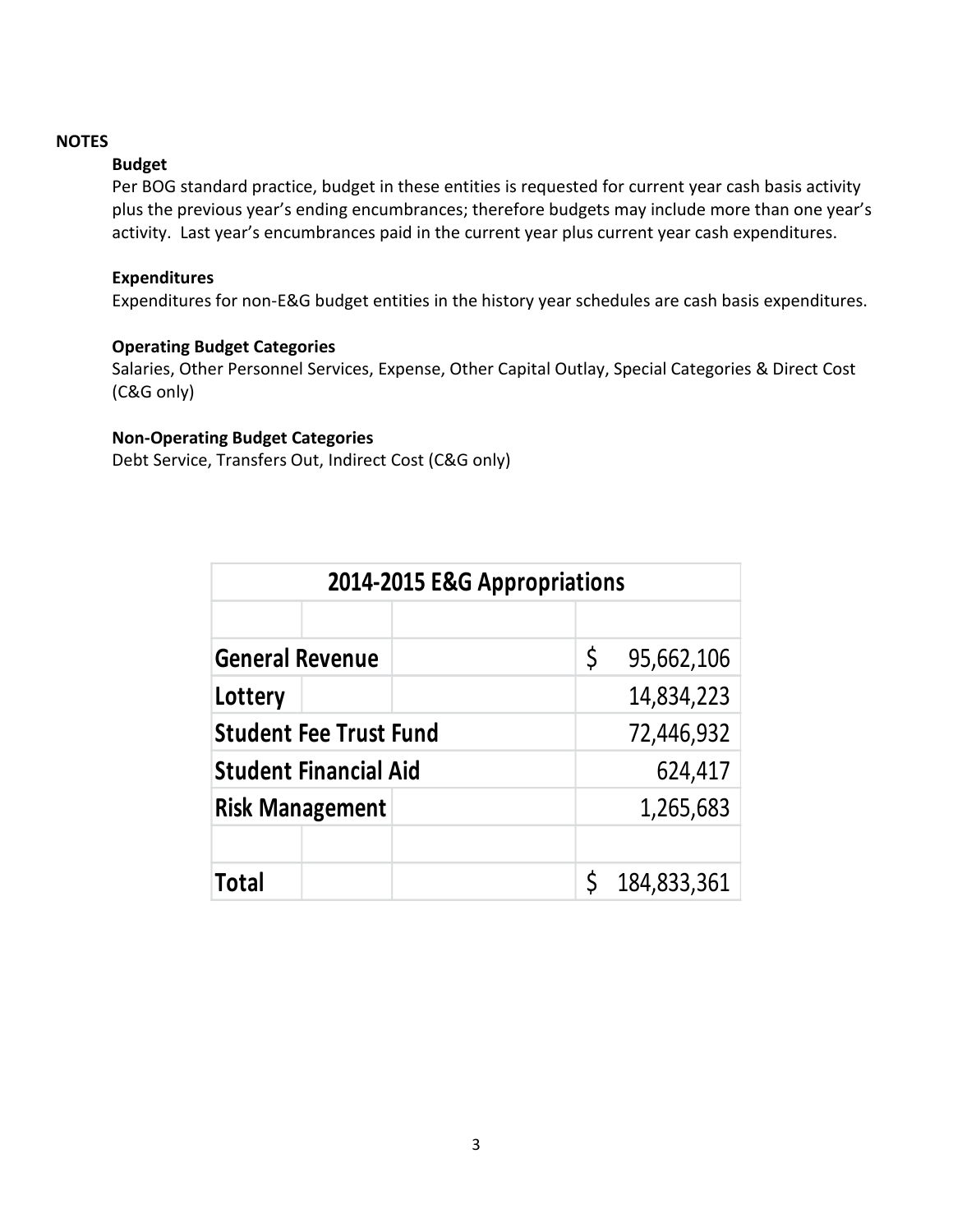**NOTES**

**Budget**

Per BOG standard practice, budget in these entities is requested for current year cash basis activity plus the previous year's ending encumbrances; therefore budgets may include more than one year's activity. Last year's encumbrances paid in the current year plus current year cash expenditures.

**Expenditures**

Expenditures for non-E&G budget entities in the history year schedules are cash basis expenditures.

**Operating Budget Categories**

Salaries, Other Personnel Services, Expense, Other Capital Outlay, Special Categories & Direct Cost (C&G only)

**Non-Operating Budget Categories**

Debt Service, Transfers Out, Indirect Cost (C&G only)

| 2014-2015 E&G Appropriations | |
|---|---|
| | |
| General Revenue | $ 95,662,106 |
| Lottery | 14,834,223 |
| Student Fee Trust Fund | 72,446,932 |
| Student Financial Aid | 624,417 |
| Risk Management | 1,265,683 |
| | |
| Total | $ 184,833,361 |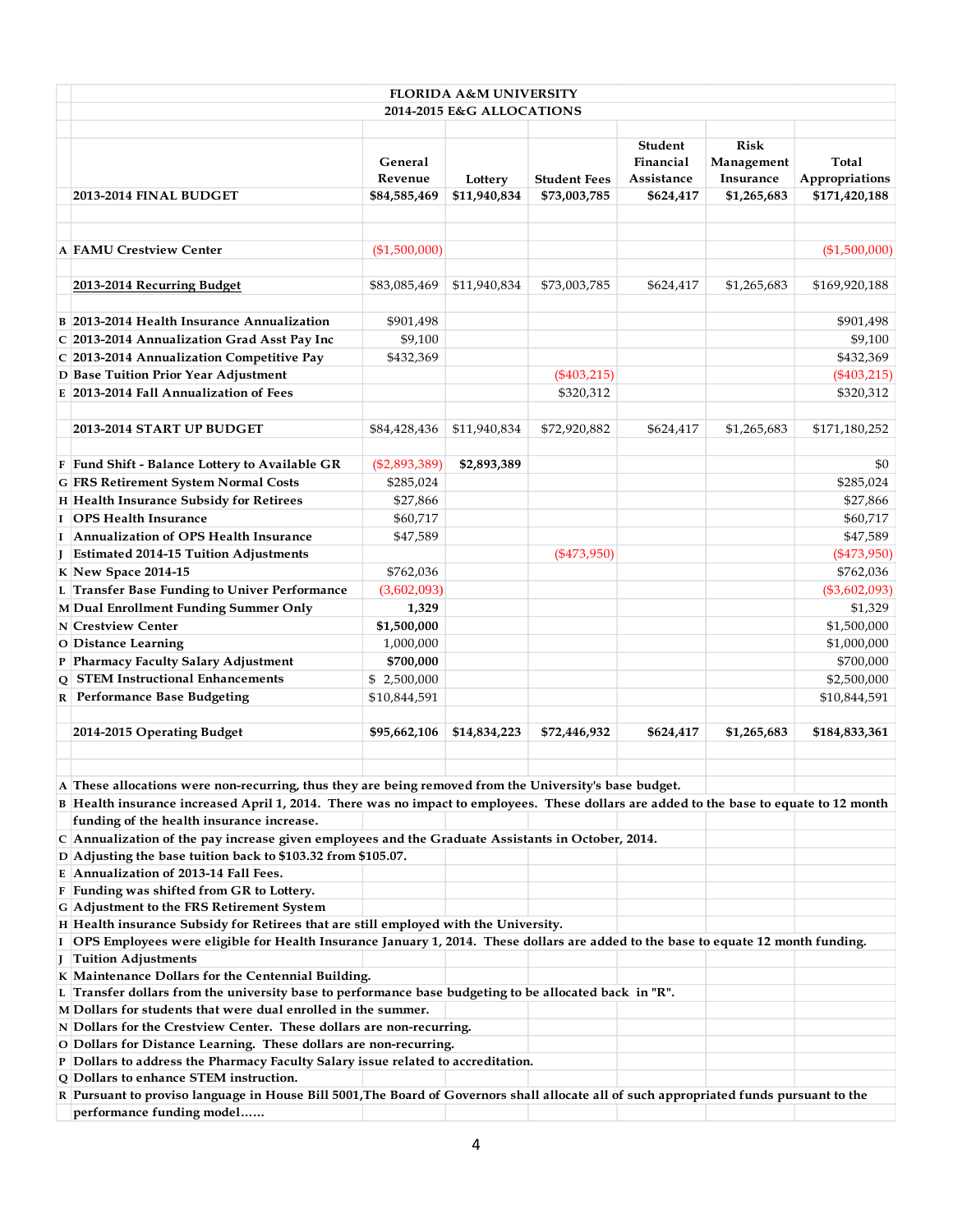**FLORIDA A&M UNIVERSITY**

**2014-2015 E&G ALLOCATIONS**

| | | General Revenue | Lottery | Student Fees | Student Financial Assistance | Risk Management Insurance | Total Appropriations |
|---|---|---|---|---|---|---|---|
| | **2013-2014 FINAL BUDGET** | **$84,585,469** | **$11,940,834** | **$73,003,785** | **$624,417** | **$1,265,683** | **$171,420,188** |
| | | | | | | | |
| A | **FAMU Crestview Center** | ($1,500,000) | | | | | ($1,500,000) |
| | | | | | | | |
| | **2013-2014 Recurring Budget** | $83,085,469 | $11,940,834 | $73,003,785 | $624,417 | $1,265,683 | $169,920,188 |
| | | | | | | | |
| B | **2013-2014 Health Insurance Annualization** | $901,498 | | | | | $901,498 |
| C | **2013-2014 Annualization Grad Asst Pay Inc** | $9,100 | | | | | $9,100 |
| C | **2013-2014 Annualization Competitive Pay** | $432,369 | | | | | $432,369 |
| D | **Base Tuition Prior Year Adjustment** | | | ($403,215) | | | ($403,215) |
| E | **2013-2014 Fall Annualization of Fees** | | | $320,312 | | | $320,312 |
| | | | | | | | |
| | **2013-2014 START UP BUDGET** | $84,428,436 | $11,940,834 | $72,920,882 | $624,417 | $1,265,683 | $171,180,252 |
| | | | | | | | |
| F | **Fund Shift - Balance Lottery to Available GR** | ($2,893,389) | **$2,893,389** | | | | $0 |
| G | **FRS Retirement System Normal Costs** | $285,024 | | | | | $285,024 |
| H | **Health Insurance Subsidy for Retirees** | $27,866 | | | | | $27,866 |
| I | **OPS Health Insurance** | $60,717 | | | | | $60,717 |
| I | **Annualization of OPS Health Insurance** | $47,589 | | | | | $47,589 |
| J | **Estimated 2014-15 Tuition Adjustments** | | | ($473,950) | | | ($473,950) |
| K | **New Space 2014-15** | $762,036 | | | | | $762,036 |
| L | **Transfer Base Funding to Univer Performance** | (3,602,093) | | | | | ($3,602,093) |
| M | **Dual Enrollment Funding Summer Only** | **1,329** | | | | | $1,329 |
| N | **Crestview Center** | **$1,500,000** | | | | | $1,500,000 |
| O | **Distance Learning** | 1,000,000 | | | | | $1,000,000 |
| P | **Pharmacy Faculty Salary Adjustment** | **$700,000** | | | | | $700,000 |
| Q | **STEM Instructional Enhancements** | $ 2,500,000 | | | | | $2,500,000 |
| R | **Performance Base Budgeting** | $10,844,591 | | | | | $10,844,591 |
| | | | | | | | |
| | **2014-2015 Operating Budget** | **$95,662,106** | **$14,834,223** | **$72,446,932** | **$624,417** | **$1,265,683** | **$184,833,361** |

**A** These allocations were non-recurring, thus they are being removed from the University's base budget.

**B** Health insurance increased April 1, 2014. There was no impact to employees. These dollars are added to the base to equate to 12 month funding of the health insurance increase.

**C** Annualization of the pay increase given employees and the Graduate Assistants in October, 2014.

**D** Adjusting the base tuition back to $103.32 from $105.07.

**E** Annualization of 2013-14 Fall Fees.

**F** Funding was shifted from GR to Lottery.

**G** Adjustment to the FRS Retirement System

**H** Health insurance Subsidy for Retirees that are still employed with the University.

**I** OPS Employees were eligible for Health Insurance January 1, 2014. These dollars are added to the base to equate 12 month funding.

**J** Tuition Adjustments

**K** Maintenance Dollars for the Centennial Building.

**L** Transfer dollars from the university base to performance base budgeting to be allocated back in "R".

**M** Dollars for students that were dual enrolled in the summer.

**N** Dollars for the Crestview Center. These dollars are non-recurring.

**O** Dollars for Distance Learning. These dollars are non-recurring.

**P** Dollars to address the Pharmacy Faculty Salary issue related to accreditation.

**Q** Dollars to enhance STEM instruction.

**R** Pursuant to proviso language in House Bill 5001,The Board of Governors shall allocate all of such appropriated funds pursuant to the performance funding model……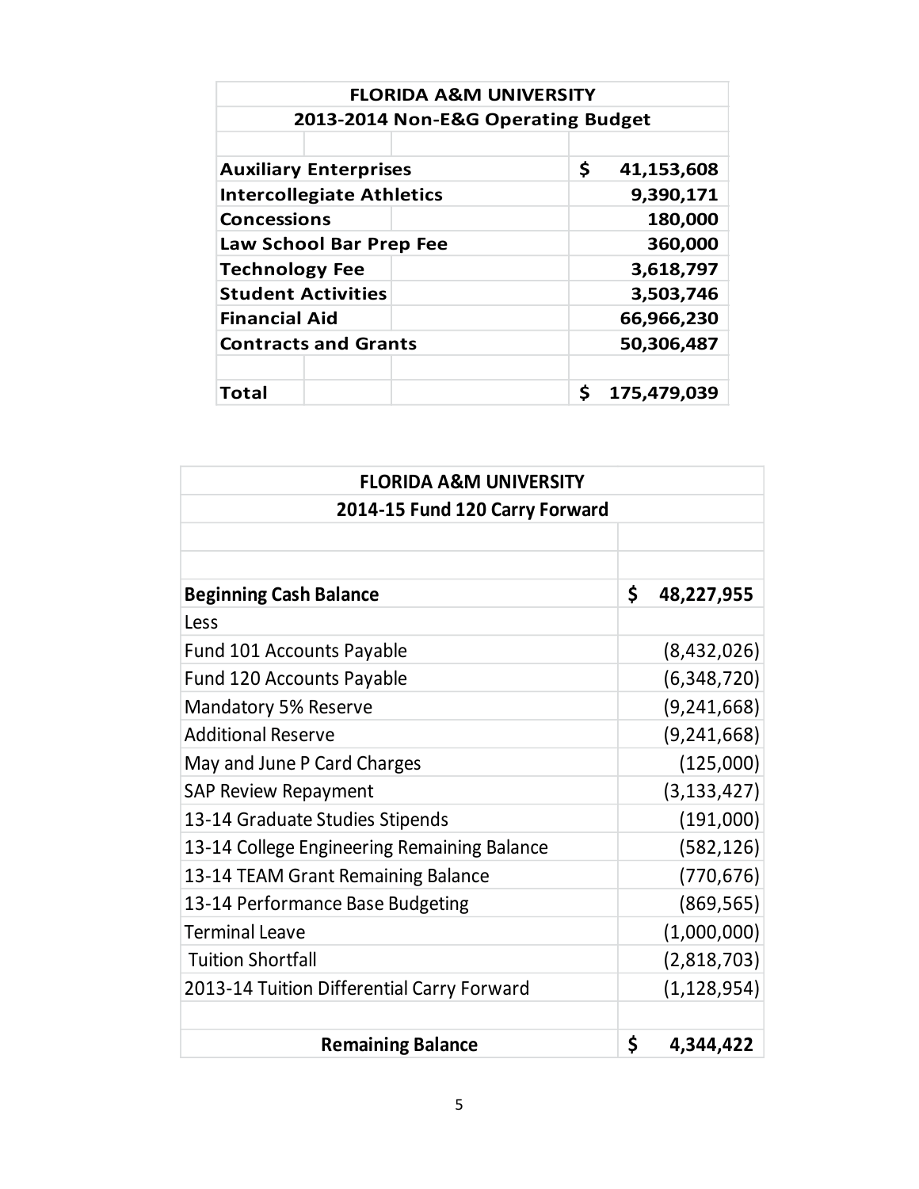| FLORIDA A&M UNIVERSITY | |
|---|---|
| **2013-2014 Non-E&G Operating Budget** | |
| | |
| **Auxiliary Enterprises** | **$ 41,153,608** |
| **Intercollegiate Athletics** | **9,390,171** |
| **Concessions** | **180,000** |
| **Law School Bar Prep Fee** | **360,000** |
| **Technology Fee** | **3,618,797** |
| **Student Activities** | **3,503,746** |
| **Financial Aid** | **66,966,230** |
| **Contracts and Grants** | **50,306,487** |
| | |
| **Total** | **$ 175,479,039** |

| FLORIDA A&M UNIVERSITY | |
|---|---|
| **2014-15 Fund 120 Carry Forward** | |
| | |
| | |
| **Beginning Cash Balance** | **$ 48,227,955** |
| Less | |
| Fund 101 Accounts Payable | (8,432,026) |
| Fund 120 Accounts Payable | (6,348,720) |
| Mandatory 5% Reserve | (9,241,668) |
| Additional Reserve | (9,241,668) |
| May and June P Card Charges | (125,000) |
| SAP Review Repayment | (3,133,427) |
| 13-14 Graduate Studies Stipends | (191,000) |
| 13-14 College Engineering Remaining Balance | (582,126) |
| 13-14 TEAM Grant Remaining Balance | (770,676) |
| 13-14 Performance Base Budgeting | (869,565) |
| Terminal Leave | (1,000,000) |
| Tuition Shortfall | (2,818,703) |
| 2013-14 Tuition Differential Carry Forward | (1,128,954) |
| | |
| **Remaining Balance** | **$ 4,344,422** |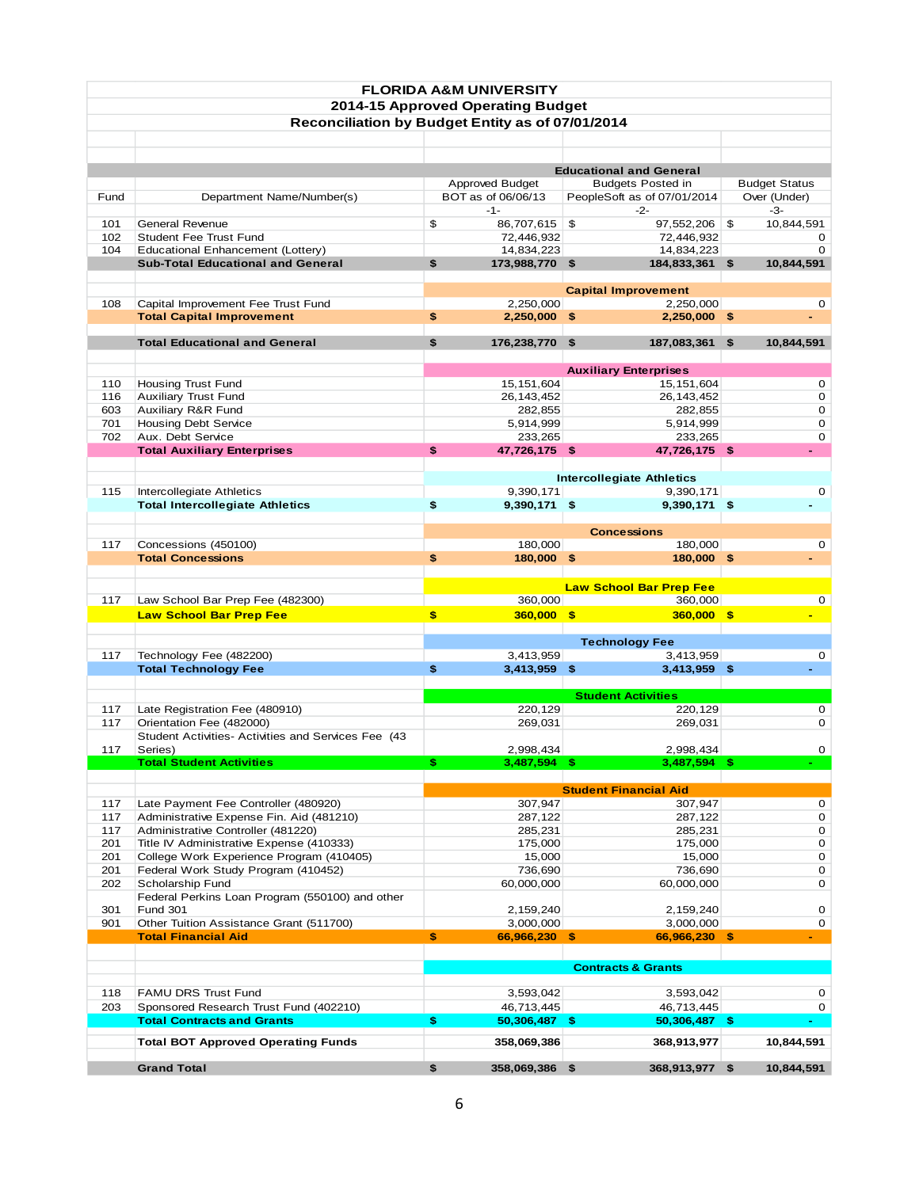# FLORIDA A&M UNIVERSITY

## 2014-15 Approved Operating Budget

### Reconciliation by Budget Entity as of 07/01/2014

| Fund | Department Name/Number(s) | Approved Budget BOT as of 06/06/13 -1- | Budgets Posted in PeopleSoft as of 07/01/2014 -2- | Budget Status Over (Under) -3- |
|---|---|---|---|---|
| | **Educational and General** | | | |
| 101 | General Revenue | $ 86,707,615 | $ 97,552,206 | $ 10,844,591 |
| 102 | Student Fee Trust Fund | 72,446,932 | 72,446,932 | 0 |
| 104 | Educational Enhancement (Lottery) | 14,834,223 | 14,834,223 | 0 |
| | **Sub-Total Educational and General** | **$ 173,988,770** | **$ 184,833,361** | **$ 10,844,591** |
| | **Capital Improvement** | | | |
| 108 | Capital Improvement Fee Trust Fund | 2,250,000 | 2,250,000 | 0 |
| | **Total Capital Improvement** | **$ 2,250,000** | **$ 2,250,000** | **$ -** |
| | **Total Educational and General** | **$ 176,238,770** | **$ 187,083,361** | **$ 10,844,591** |
| | **Auxiliary Enterprises** | | | |
| 110 | Housing Trust Fund | 15,151,604 | 15,151,604 | 0 |
| 116 | Auxiliary Trust Fund | 26,143,452 | 26,143,452 | 0 |
| 603 | Auxiliary R&R Fund | 282,855 | 282,855 | 0 |
| 701 | Housing Debt Service | 5,914,999 | 5,914,999 | 0 |
| 702 | Aux. Debt Service | 233,265 | 233,265 | 0 |
| | **Total Auxiliary Enterprises** | **$ 47,726,175** | **$ 47,726,175** | **$ -** |
| | **Intercollegiate Athletics** | | | |
| 115 | Intercollegiate Athletics | 9,390,171 | 9,390,171 | 0 |
| | **Total Intercollegiate Athletics** | **$ 9,390,171** | **$ 9,390,171** | **$ -** |
| | **Concessions** | | | |
| 117 | Concessions (450100) | 180,000 | 180,000 | 0 |
| | **Total Concessions** | **$ 180,000** | **$ 180,000** | **$ -** |
| | **Law School Bar Prep Fee** | | | |
| 117 | Law School Bar Prep Fee (482300) | 360,000 | 360,000 | 0 |
| | **Law School Bar Prep Fee** | **$ 360,000** | **$ 360,000** | **$ -** |
| | **Technology Fee** | | | |
| 117 | Technology Fee (482200) | 3,413,959 | 3,413,959 | 0 |
| | **Total Technology Fee** | **$ 3,413,959** | **$ 3,413,959** | **$ -** |
| | **Student Activities** | | | |
| 117 | Late Registration Fee (480910) | 220,129 | 220,129 | 0 |
| 117 | Orientation Fee (482000) | 269,031 | 269,031 | 0 |
| 117 | Student Activities- Activities and Services Fee (43 Series) | 2,998,434 | 2,998,434 | 0 |
| | **Total Student Activities** | **$ 3,487,594** | **$ 3,487,594** | **$ -** |
| | **Student Financial Aid** | | | |
| 117 | Late Payment Fee Controller (480920) | 307,947 | 307,947 | 0 |
| 117 | Administrative Expense Fin. Aid (481210) | 287,122 | 287,122 | 0 |
| 117 | Administrative Controller (481220) | 285,231 | 285,231 | 0 |
| 201 | Title IV Administrative Expense (410333) | 175,000 | 175,000 | 0 |
| 201 | College Work Experience Program (410405) | 15,000 | 15,000 | 0 |
| 201 | Federal Work Study Program (410452) | 736,690 | 736,690 | 0 |
| 202 | Scholarship Fund | 60,000,000 | 60,000,000 | 0 |
| 301 | Federal Perkins Loan Program (550100) and other Fund 301 | 2,159,240 | 2,159,240 | 0 |
| 901 | Other Tuition Assistance Grant (511700) | 3,000,000 | 3,000,000 | 0 |
| | **Total Financial Aid** | **$ 66,966,230** | **$ 66,966,230** | **$ -** |
| | **Contracts & Grants** | | | |
| 118 | FAMU DRS Trust Fund | 3,593,042 | 3,593,042 | 0 |
| 203 | Sponsored Research Trust Fund (402210) | 46,713,445 | 46,713,445 | 0 |
| | **Total Contracts and Grants** | **$ 50,306,487** | **$ 50,306,487** | **$ -** |
| | **Total BOT Approved Operating Funds** | **358,069,386** | **368,913,977** | **10,844,591** |
| | **Grand Total** | **$ 358,069,386** | **$ 368,913,977** | **$ 10,844,591** |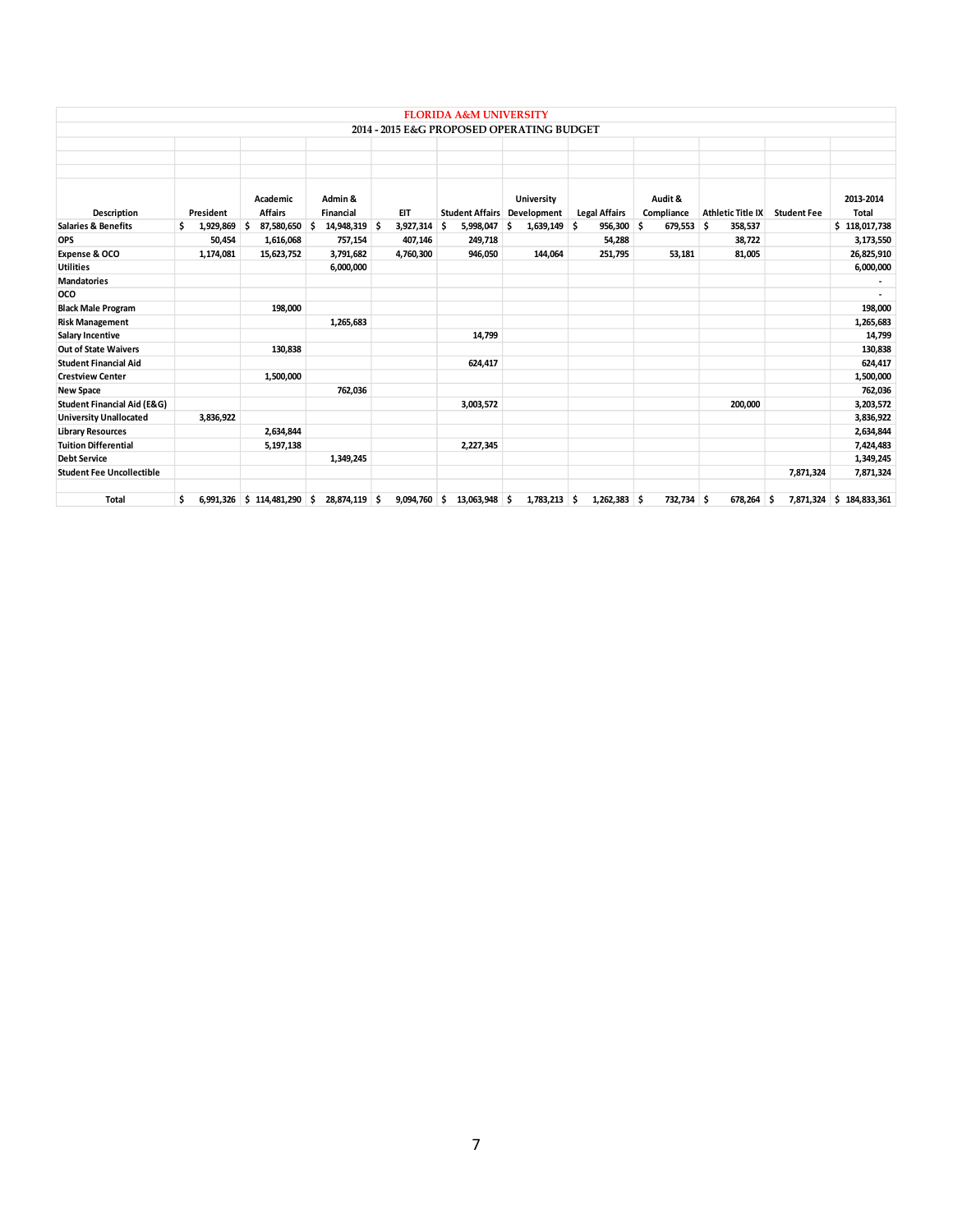# FLORIDA A&M UNIVERSITY

## 2014 - 2015 E&G PROPOSED OPERATING BUDGET

| Description | President | Academic Affairs | Admin & Financial | EIT | Student Affairs | University Development | Legal Affairs | Audit & Compliance | Athletic Title IX | Student Fee | 2013-2014 Total |
|---|---|---|---|---|---|---|---|---|---|---|---|
| Salaries & Benefits | $ 1,929,869 | $ 87,580,650 | $ 14,948,319 | $ 3,927,314 | $ 5,998,047 | $ 1,639,149 | $ 956,300 | $ 679,553 | $ 358,537 | | $ 118,017,738 |
| OPS | 50,454 | 1,616,068 | 757,154 | 407,146 | 249,718 | | 54,288 | | 38,722 | | 3,173,550 |
| Expense & OCO | 1,174,081 | 15,623,752 | 3,791,682 | 4,760,300 | 946,050 | 144,064 | 251,795 | 53,181 | 81,005 | | 26,825,910 |
| Utilities | | | 6,000,000 | | | | | | | | 6,000,000 |
| Mandatories | | | | | | | | | | | - |
| OCO | | | | | | | | | | | - |
| Black Male Program | | 198,000 | | | | | | | | | 198,000 |
| Risk Management | | | 1,265,683 | | | | | | | | 1,265,683 |
| Salary Incentive | | | | | 14,799 | | | | | | 14,799 |
| Out of State Waivers | | 130,838 | | | | | | | | | 130,838 |
| Student Financial Aid | | | | | 624,417 | | | | | | 624,417 |
| Crestview Center | | 1,500,000 | | | | | | | | | 1,500,000 |
| New Space | | | 762,036 | | | | | | | | 762,036 |
| Student Financial Aid (E&G) | | | | | 3,003,572 | | | | 200,000 | | 3,203,572 |
| University Unallocated | 3,836,922 | | | | | | | | | | 3,836,922 |
| Library Resources | | 2,634,844 | | | | | | | | | 2,634,844 |
| Tuition Differential | | 5,197,138 | | | 2,227,345 | | | | | | 7,424,483 |
| Debt Service | | | 1,349,245 | | | | | | | | 1,349,245 |
| Student Fee Uncollectible | | | | | | | | | | 7,871,324 | 7,871,324 |
| | | | | | | | | | | | |
| Total | $ 6,991,326 | $ 114,481,290 | $ 28,874,119 | $ 9,094,760 | $ 13,063,948 | $ 1,783,213 | $ 1,262,383 | $ 732,734 | $ 678,264 | $ 7,871,324 | $ 184,833,361 |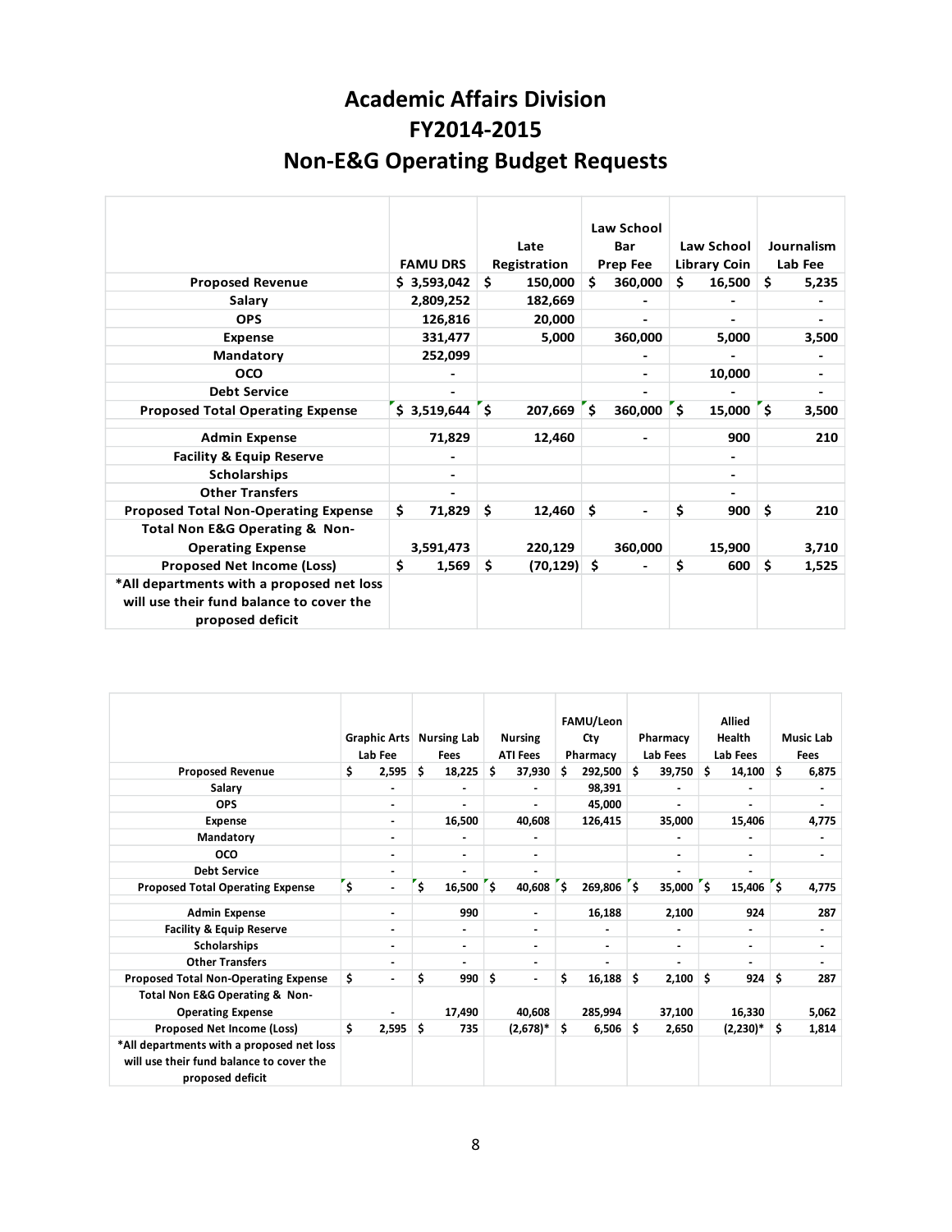# Academic Affairs Division
# FY2014-2015
# Non-E&G Operating Budget Requests

| | FAMU DRS | Late Registration | Law School Bar Prep Fee | Law School Library Coin | Journalism Lab Fee |
|---|---|---|---|---|---|
| Proposed Revenue | $ 3,593,042 | $ 150,000 | $ 360,000 | $ 16,500 | $ 5,235 |
| Salary | 2,809,252 | 182,669 | - | - | - |
| OPS | 126,816 | 20,000 | - | - | - |
| Expense | 331,477 | 5,000 | 360,000 | 5,000 | 3,500 |
| Mandatory | 252,099 | | - | - | - |
| OCO | - | | - | 10,000 | - |
| Debt Service | - | | - | - | - |
| Proposed Total Operating Expense | $ 3,519,644 | $ 207,669 | $ 360,000 | $ 15,000 | $ 3,500 |
| Admin Expense | 71,829 | 12,460 | - | 900 | 210 |
| Facility & Equip Reserve | - | | | - | |
| Scholarships | - | | | - | |
| Other Transfers | - | | | - | |
| Proposed Total Non-Operating Expense | $ 71,829 | $ 12,460 | $ - | $ 900 | $ 210 |
| Total Non E&G Operating & Non-Operating Expense | 3,591,473 | 220,129 | 360,000 | 15,900 | 3,710 |
| Proposed Net Income (Loss) | $ 1,569 | $ (70,129) | $ - | $ 600 | $ 1,525 |
| *All departments with a proposed net loss will use their fund balance to cover the proposed deficit | | | | | |

| | Graphic Arts Lab Fee | Nursing Lab Fees | Nursing ATI Fees | FAMU/Leon Cty Pharmacy | Pharmacy Lab Fees | Allied Health Lab Fees | Music Lab Fees |
|---|---|---|---|---|---|---|---|
| Proposed Revenue | $ 2,595 | $ 18,225 | $ 37,930 | $ 292,500 | $ 39,750 | $ 14,100 | $ 6,875 |
| Salary | - | - | - | 98,391 | - | - | - |
| OPS | - | - | - | 45,000 | - | - | - |
| Expense | - | 16,500 | 40,608 | 126,415 | 35,000 | 15,406 | 4,775 |
| Mandatory | - | - | - | | - | - | - |
| OCO | - | - | - | | - | - | - |
| Debt Service | - | - | - | | - | - | |
| Proposed Total Operating Expense | $ - | $ 16,500 | $ 40,608 | $ 269,806 | $ 35,000 | $ 15,406 | $ 4,775 |
| Admin Expense | - | 990 | - | 16,188 | 2,100 | 924 | 287 |
| Facility & Equip Reserve | - | - | - | - | - | - | - |
| Scholarships | - | - | - | - | - | - | - |
| Other Transfers | - | - | - | - | - | - | - |
| Proposed Total Non-Operating Expense | $ - | $ 990 | $ - | $ 16,188 | $ 2,100 | $ 924 | $ 287 |
| Total Non E&G Operating & Non-Operating Expense | - | 17,490 | 40,608 | 285,994 | 37,100 | 16,330 | 5,062 |
| Proposed Net Income (Loss) | $ 2,595 | $ 735 | (2,678)* | $ 6,506 | $ 2,650 | (2,230)* | $ 1,814 |
| *All departments with a proposed net loss will use their fund balance to cover the proposed deficit | | | | | | | |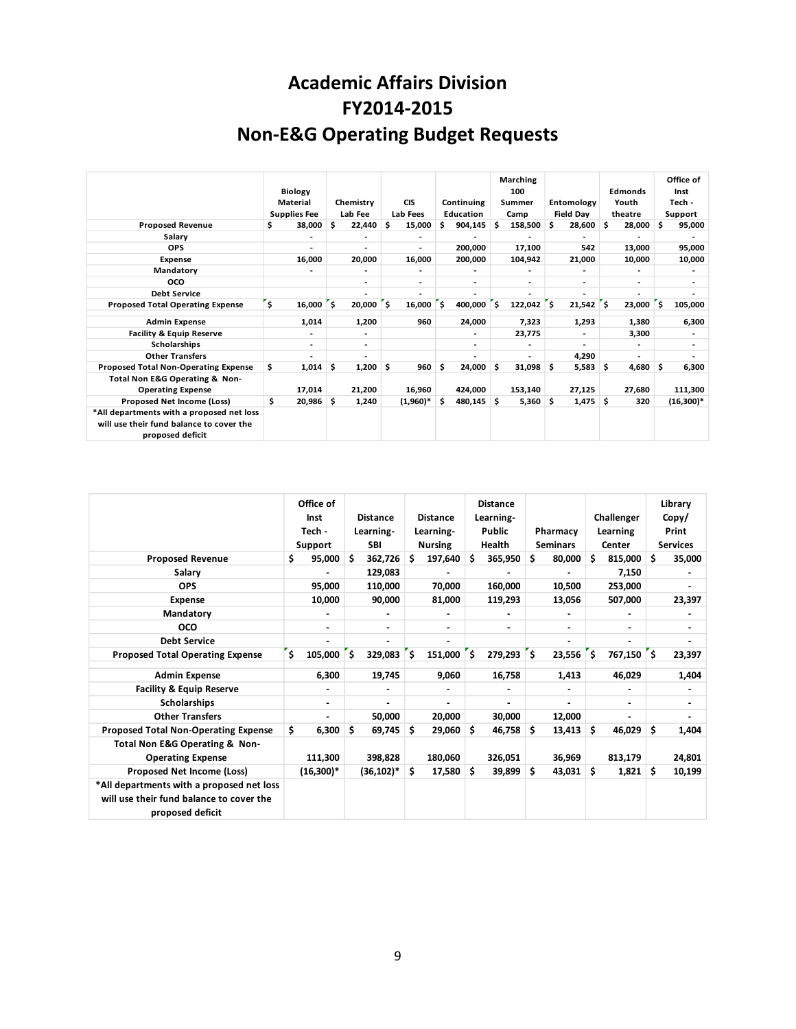# Academic Affairs Division
# FY2014-2015
# Non-E&G Operating Budget Requests

| | Biology Material Supplies Fee | Chemistry Lab Fee | CIS Lab Fees | Continuing Education | Marching 100 Summer Camp | Entomology Field Day | Edmonds Youth theatre | Office of Inst Tech - Support |
|---|---|---|---|---|---|---|---|---|
| Proposed Revenue | $ 38,000 | $ 22,440 | $ 15,000 | $ 904,145 | $ 158,500 | $ 28,600 | $ 28,000 | $ 95,000 |
| Salary | - | - | - | - | - | - | - | - |
| OPS | - | - | - | 200,000 | 17,100 | 542 | 13,000 | 95,000 |
| Expense | 16,000 | 20,000 | 16,000 | 200,000 | 104,942 | 21,000 | 10,000 | 10,000 |
| Mandatory | - | - | - | - | - | - | - | - |
| OCO | | - | - | - | - | - | - | - |
| Debt Service | | - | - | - | - | - | - | - |
| Proposed Total Operating Expense | $ 16,000 | $ 20,000 | $ 16,000 | $ 400,000 | $ 122,042 | $ 21,542 | $ 23,000 | $ 105,000 |
| Admin Expense | 1,014 | 1,200 | 960 | 24,000 | 7,323 | 1,293 | 1,380 | 6,300 |
| Facility & Equip Reserve | - | - | | - | 23,775 | - | 3,300 | - |
| Scholarships | - | - | | - | - | - | - | - |
| Other Transfers | - | - | | - | - | 4,290 | - | - |
| Proposed Total Non-Operating Expense | $ 1,014 | $ 1,200 | $ 960 | $ 24,000 | $ 31,098 | $ 5,583 | $ 4,680 | $ 6,300 |
| Total Non E&G Operating & Non-Operating Expense | 17,014 | 21,200 | 16,960 | 424,000 | 153,140 | 27,125 | 27,680 | 111,300 |
| Proposed Net Income (Loss) | $ 20,986 | $ 1,240 | (1,960)* | $ 480,145 | $ 5,360 | $ 1,475 | $ 320 | (16,300)* |
| *All departments with a proposed net loss will use their fund balance to cover the proposed deficit | | | | | | | | |

| | Office of Inst Tech - Support | Distance Learning-SBI | Distance Learning-Nursing | Distance Learning-Public Health | Pharmacy Seminars | Challenger Learning Center | Library Copy/ Print Services |
|---|---|---|---|---|---|---|---|
| Proposed Revenue | $ 95,000 | $ 362,726 | $ 197,640 | $ 365,950 | $ 80,000 | $ 815,000 | $ 35,000 |
| Salary | - | 129,083 | - | - | - | 7,150 | - |
| OPS | 95,000 | 110,000 | 70,000 | 160,000 | 10,500 | 253,000 | - |
| Expense | 10,000 | 90,000 | 81,000 | 119,293 | 13,056 | 507,000 | 23,397 |
| Mandatory | - | - | - | - | - | - | - |
| OCO | - | - | - | - | - | - | - |
| Debt Service | - | - | - | | - | - | - |
| Proposed Total Operating Expense | $ 105,000 | $ 329,083 | $ 151,000 | $ 279,293 | $ 23,556 | $ 767,150 | $ 23,397 |
| Admin Expense | 6,300 | 19,745 | 9,060 | 16,758 | 1,413 | 46,029 | 1,404 |
| Facility & Equip Reserve | - | - | - | - | - | - | - |
| Scholarships | - | - | - | - | - | - | - |
| Other Transfers | - | 50,000 | 20,000 | 30,000 | 12,000 | - | - |
| Proposed Total Non-Operating Expense | $ 6,300 | $ 69,745 | $ 29,060 | $ 46,758 | $ 13,413 | $ 46,029 | $ 1,404 |
| Total Non E&G Operating & Non-Operating Expense | 111,300 | 398,828 | 180,060 | 326,051 | 36,969 | 813,179 | 24,801 |
| Proposed Net Income (Loss) | (16,300)* | (36,102)* | $ 17,580 | $ 39,899 | $ 43,031 | $ 1,821 | $ 10,199 |
| *All departments with a proposed net loss will use their fund balance to cover the proposed deficit | | | | | | | |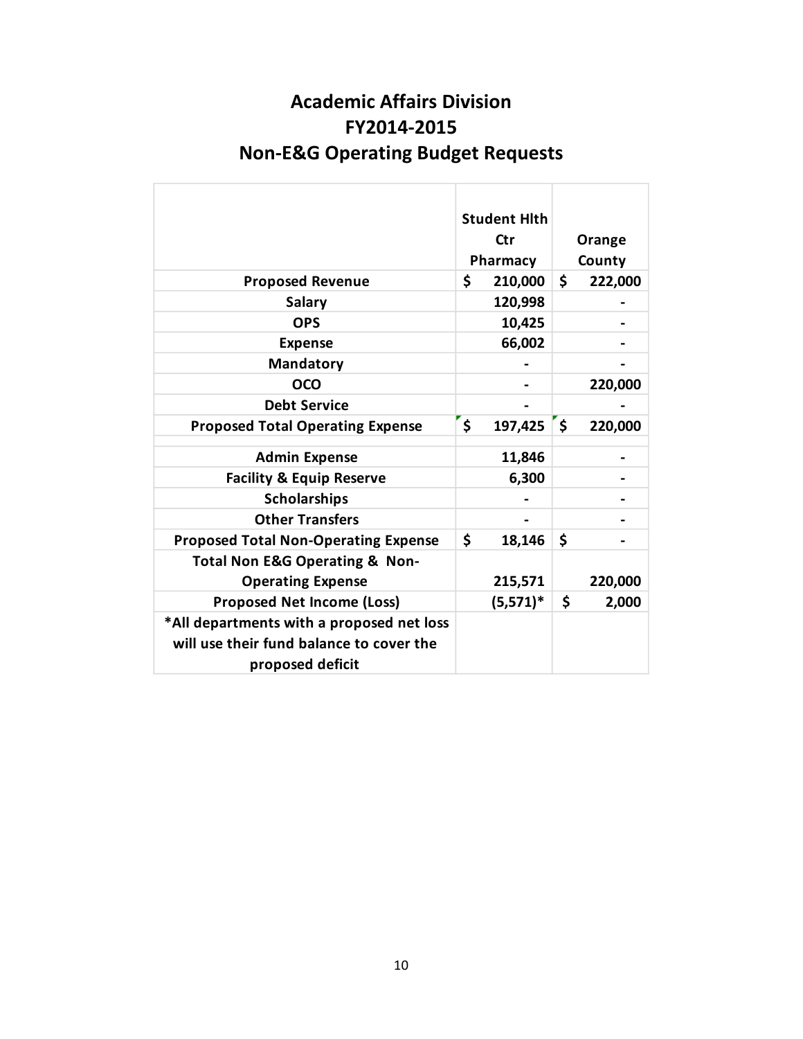# Academic Affairs Division
# FY2014-2015
# Non-E&G Operating Budget Requests

| | Student Hlth Ctr Pharmacy | Orange County |
|---|---|---|
| **Proposed Revenue** | $ 210,000 | $ 222,000 |
| **Salary** | 120,998 | - |
| **OPS** | 10,425 | - |
| **Expense** | 66,002 | - |
| **Mandatory** | - | - |
| **OCO** | - | 220,000 |
| **Debt Service** | - | - |
| **Proposed Total Operating Expense** | $ 197,425 | $ 220,000 |
| | | |
| **Admin Expense** | 11,846 | - |
| **Facility & Equip Reserve** | 6,300 | - |
| **Scholarships** | - | - |
| **Other Transfers** | - | - |
| **Proposed Total Non-Operating Expense** | $ 18,146 | $ - |
| **Total Non E&G Operating & Non-Operating Expense** | 215,571 | 220,000 |
| **Proposed Net Income (Loss)** | (5,571)* | $ 2,000 |
| ***All departments with a proposed net loss will use their fund balance to cover the proposed deficit** | | |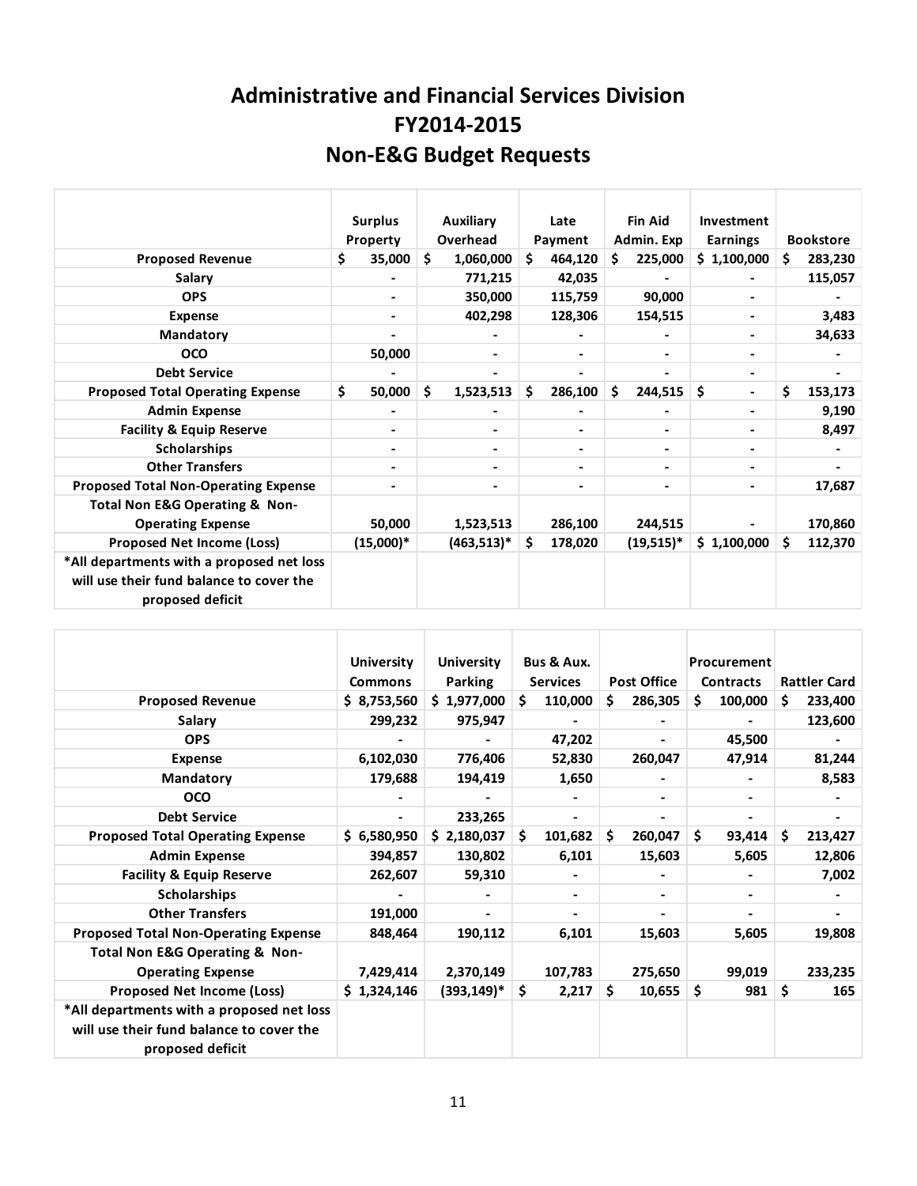# Administrative and Financial Services Division
# FY2014-2015
# Non-E&G Budget Requests

| | Surplus Property | Auxiliary Overhead | Late Payment | Fin Aid Admin. Exp | Investment Earnings | Bookstore |
|---|---|---|---|---|---|---|
| **Proposed Revenue** | $ 35,000 | $ 1,060,000 | $ 464,120 | $ 225,000 | $ 1,100,000 | $ 283,230 |
| **Salary** | - | 771,215 | 42,035 | - | - | 115,057 |
| **OPS** | - | 350,000 | 115,759 | 90,000 | - | - |
| **Expense** | - | 402,298 | 128,306 | 154,515 | - | 3,483 |
| **Mandatory** | - | - | - | - | - | 34,633 |
| **OCO** | 50,000 | - | - | - | - | - |
| **Debt Service** | - | - | - | - | - | - |
| **Proposed Total Operating Expense** | $ 50,000 | $ 1,523,513 | $ 286,100 | $ 244,515 | $ - | $ 153,173 |
| **Admin Expense** | - | - | - | - | - | 9,190 |
| **Facility & Equip Reserve** | - | - | - | - | - | 8,497 |
| **Scholarships** | - | - | - | - | - | - |
| **Other Transfers** | - | - | - | - | - | - |
| **Proposed Total Non-Operating Expense** | - | - | - | - | - | 17,687 |
| **Total Non E&G Operating & Non-Operating Expense** | 50,000 | 1,523,513 | 286,100 | 244,515 | - | 170,860 |
| **Proposed Net Income (Loss)** | (15,000)* | (463,513)* | $ 178,020 | (19,515)* | $ 1,100,000 | $ 112,370 |
| ***All departments with a proposed net loss will use their fund balance to cover the proposed deficit** | | | | | | |

| | University Commons | University Parking | Bus & Aux. Services | Post Office | Procurement Contracts | Rattler Card |
|---|---|---|---|---|---|---|
| **Proposed Revenue** | $ 8,753,560 | $ 1,977,000 | $ 110,000 | $ 286,305 | $ 100,000 | $ 233,400 |
| **Salary** | 299,232 | 975,947 | - | - | - | 123,600 |
| **OPS** | - | - | 47,202 | - | 45,500 | - |
| **Expense** | 6,102,030 | 776,406 | 52,830 | 260,047 | 47,914 | 81,244 |
| **Mandatory** | 179,688 | 194,419 | 1,650 | - | - | 8,583 |
| **OCO** | - | - | - | - | - | - |
| **Debt Service** | - | 233,265 | - | - | - | - |
| **Proposed Total Operating Expense** | $ 6,580,950 | $ 2,180,037 | $ 101,682 | $ 260,047 | $ 93,414 | $ 213,427 |
| **Admin Expense** | 394,857 | 130,802 | 6,101 | 15,603 | 5,605 | 12,806 |
| **Facility & Equip Reserve** | 262,607 | 59,310 | - | - | - | 7,002 |
| **Scholarships** | - | - | - | - | - | - |
| **Other Transfers** | 191,000 | - | - | - | - | - |
| **Proposed Total Non-Operating Expense** | 848,464 | 190,112 | 6,101 | 15,603 | 5,605 | 19,808 |
| **Total Non E&G Operating & Non-Operating Expense** | 7,429,414 | 2,370,149 | 107,783 | 275,650 | 99,019 | 233,235 |
| **Proposed Net Income (Loss)** | $ 1,324,146 | (393,149)* | $ 2,217 | $ 10,655 | $ 981 | $ 165 |
| ***All departments with a proposed net loss will use their fund balance to cover the proposed deficit** | | | | | | |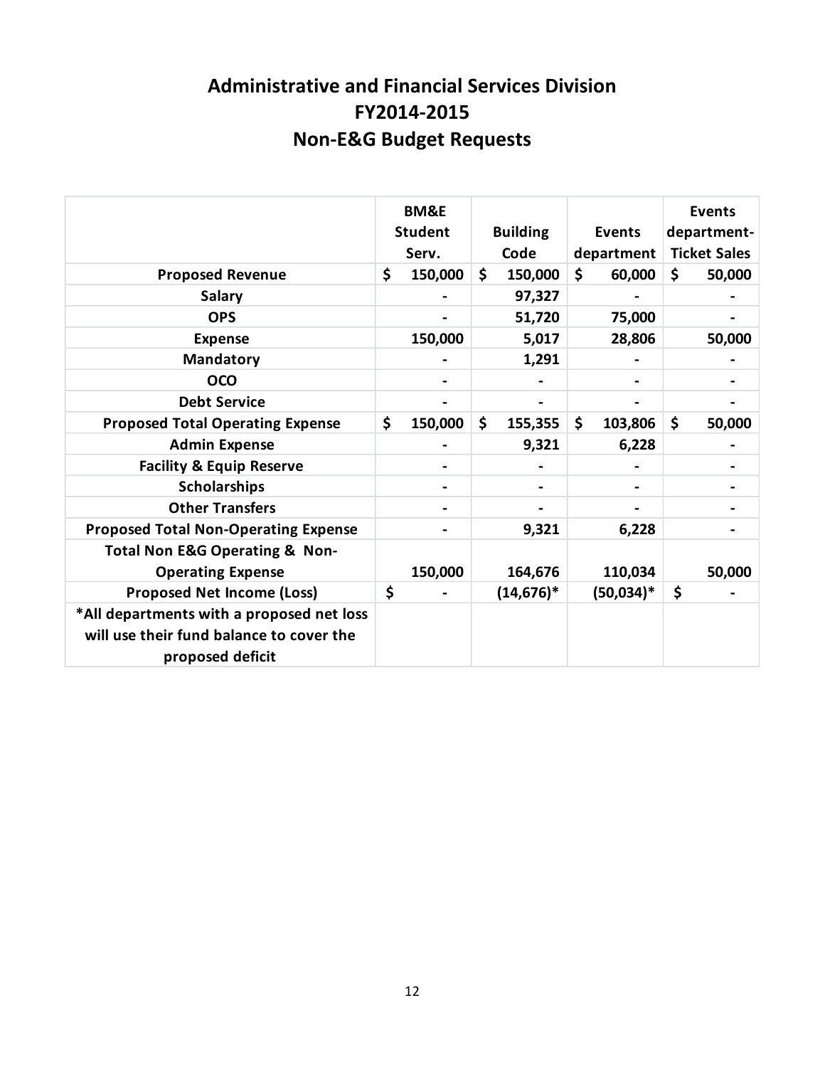# Administrative and Financial Services Division
# FY2014-2015
# Non-E&G Budget Requests

| | BM&E Student Serv. | Building Code | Events department | Events department-Ticket Sales |
|---|---|---|---|---|
| **Proposed Revenue** | $ 150,000 | $ 150,000 | $ 60,000 | $ 50,000 |
| **Salary** | - | 97,327 | - | - |
| **OPS** | - | 51,720 | 75,000 | - |
| **Expense** | 150,000 | 5,017 | 28,806 | 50,000 |
| **Mandatory** | - | 1,291 | - | - |
| **OCO** | - | - | - | - |
| **Debt Service** | - | - | - | - |
| **Proposed Total Operating Expense** | $ 150,000 | $ 155,355 | $ 103,806 | $ 50,000 |
| **Admin Expense** | - | 9,321 | 6,228 | - |
| **Facility & Equip Reserve** | - | - | - | - |
| **Scholarships** | - | - | - | - |
| **Other Transfers** | - | - | - | - |
| **Proposed Total Non-Operating Expense** | - | 9,321 | 6,228 | - |
| **Total Non E&G Operating & Non-Operating Expense** | 150,000 | 164,676 | 110,034 | 50,000 |
| **Proposed Net Income (Loss)** | $ - | (14,676)* | (50,034)* | $ - |
| ***All departments with a proposed net loss will use their fund balance to cover the proposed deficit** | | | | |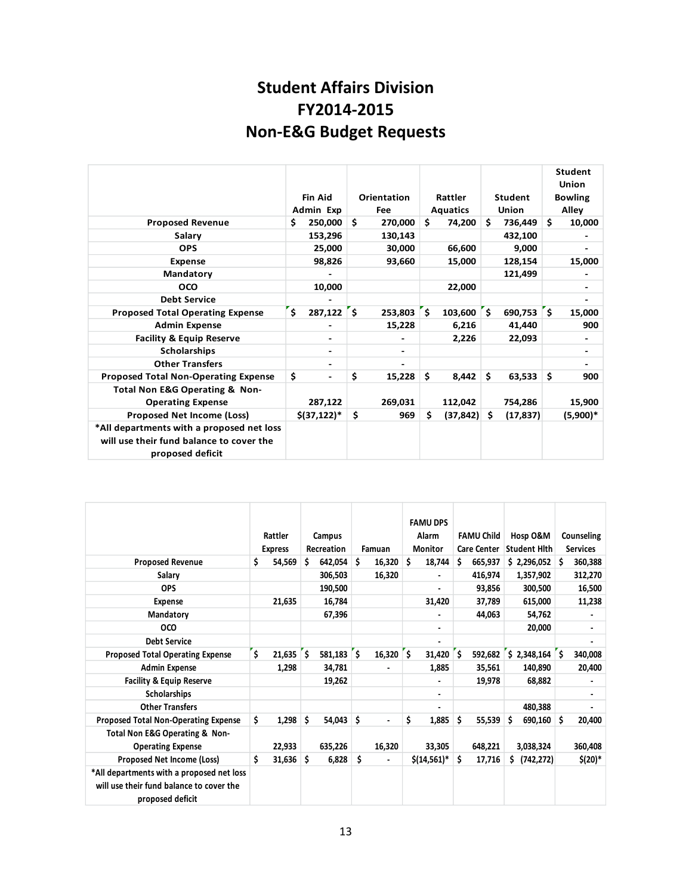# Student Affairs Division
# FY2014-2015
# Non-E&G Budget Requests

| | Fin Aid Admin Exp | Orientation Fee | Rattler Aquatics | Student Union | Student Union Bowling Alley |
|---|---|---|---|---|---|
| **Proposed Revenue** | $ 250,000 | $ 270,000 | $ 74,200 | $ 736,449 | $ 10,000 |
| **Salary** | 153,296 | 130,143 | | 432,100 | - |
| **OPS** | 25,000 | 30,000 | 66,600 | 9,000 | - |
| **Expense** | 98,826 | 93,660 | 15,000 | 128,154 | 15,000 |
| **Mandatory** | - | | | 121,499 | - |
| **OCO** | 10,000 | | 22,000 | | - |
| **Debt Service** | - | | | | - |
| **Proposed Total Operating Expense** | $ 287,122 | $ 253,803 | $ 103,600 | $ 690,753 | $ 15,000 |
| **Admin Expense** | - | 15,228 | 6,216 | 41,440 | 900 |
| **Facility & Equip Reserve** | - | - | 2,226 | 22,093 | - |
| **Scholarships** | - | - | | | - |
| **Other Transfers** | - | - | | | - |
| **Proposed Total Non-Operating Expense** | $ - | $ 15,228 | $ 8,442 | $ 63,533 | $ 900 |
| **Total Non E&G Operating & Non-Operating Expense** | 287,122 | 269,031 | 112,042 | 754,286 | 15,900 |
| **Proposed Net Income (Loss)** | $(37,122)* | $ 969 | $ (37,842) | $ (17,837) | (5,900)* |
| ***All departments with a proposed net loss will use their fund balance to cover the proposed deficit** | | | | | |

| | Rattler Express | Campus Recreation | Famuan | FAMU DPS Alarm Monitor | FAMU Child Care Center | Hosp O&M Student Hlth | Counseling Services |
|---|---|---|---|---|---|---|---|
| **Proposed Revenue** | $ 54,569 | $ 642,054 | $ 16,320 | $ 18,744 | $ 665,937 | $ 2,296,052 | $ 360,388 |
| **Salary** | | 306,503 | 16,320 | - | 416,974 | 1,357,902 | 312,270 |
| **OPS** | | 190,500 | | - | 93,856 | 300,500 | 16,500 |
| **Expense** | 21,635 | 16,784 | | 31,420 | 37,789 | 615,000 | 11,238 |
| **Mandatory** | | 67,396 | | - | 44,063 | 54,762 | - |
| **OCO** | | | | - | | 20,000 | - |
| **Debt Service** | | | | - | | | - |
| **Proposed Total Operating Expense** | $ 21,635 | $ 581,183 | $ 16,320 | $ 31,420 | $ 592,682 | $ 2,348,164 | $ 340,008 |
| **Admin Expense** | 1,298 | 34,781 | - | 1,885 | 35,561 | 140,890 | 20,400 |
| **Facility & Equip Reserve** | | 19,262 | | - | 19,978 | 68,882 | - |
| **Scholarships** | | | | - | | | - |
| **Other Transfers** | | | | - | | 480,388 | - |
| **Proposed Total Non-Operating Expense** | $ 1,298 | $ 54,043 | $ - | $ 1,885 | $ 55,539 | $ 690,160 | $ 20,400 |
| **Total Non E&G Operating & Non-Operating Expense** | 22,933 | 635,226 | 16,320 | 33,305 | 648,221 | 3,038,324 | 360,408 |
| **Proposed Net Income (Loss)** | $ 31,636 | $ 6,828 | $ - | $(14,561)* | $ 17,716 | $ (742,272) | $(20)* |
| ***All departments with a proposed net loss will use their fund balance to cover the proposed deficit** | | | | | | | |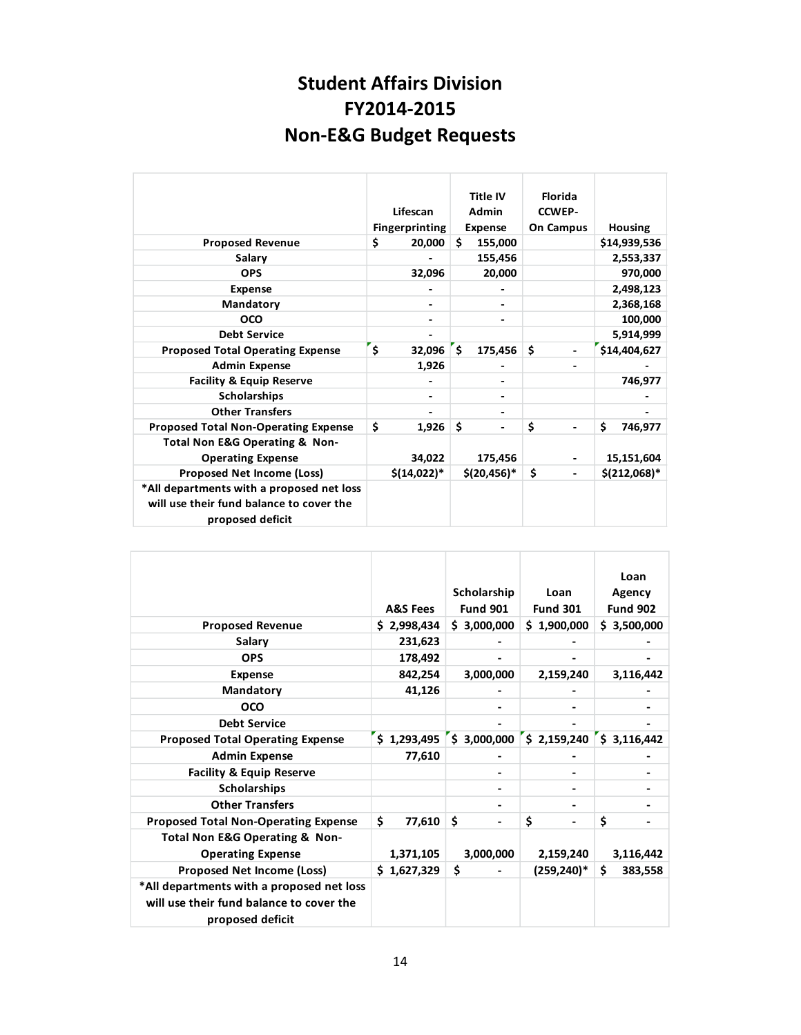# Student Affairs Division
# FY2014-2015
# Non-E&G Budget Requests

| | Lifescan Fingerprinting | Title IV Admin Expense | Florida CCWEP-On Campus | Housing |
|---|---|---|---|---|
| Proposed Revenue | $ 20,000 | $ 155,000 | | $14,939,536 |
| Salary | - | 155,456 | | 2,553,337 |
| OPS | 32,096 | 20,000 | | 970,000 |
| Expense | - | - | | 2,498,123 |
| Mandatory | - | - | | 2,368,168 |
| OCO | - | - | | 100,000 |
| Debt Service | - | | | 5,914,999 |
| Proposed Total Operating Expense | $ 32,096 | $ 175,456 | $ - | $14,404,627 |
| Admin Expense | 1,926 | - | - | - |
| Facility & Equip Reserve | - | - | | 746,977 |
| Scholarships | - | - | | - |
| Other Transfers | - | - | | - |
| Proposed Total Non-Operating Expense | $ 1,926 | $ - | $ - | $ 746,977 |
| Total Non E&G Operating & Non-Operating Expense | 34,022 | 175,456 | - | 15,151,604 |
| Proposed Net Income (Loss) | $(14,022)* | $(20,456)* | $ - | $(212,068)* |
| *All departments with a proposed net loss will use their fund balance to cover the proposed deficit | | | | |

| | A&S Fees | Scholarship Fund 901 | Loan Fund 301 | Loan Agency Fund 902 |
|---|---|---|---|---|
| Proposed Revenue | $ 2,998,434 | $ 3,000,000 | $ 1,900,000 | $ 3,500,000 |
| Salary | 231,623 | - | - | - |
| OPS | 178,492 | - | - | - |
| Expense | 842,254 | 3,000,000 | 2,159,240 | 3,116,442 |
| Mandatory | 41,126 | - | - | - |
| OCO | | - | - | - |
| Debt Service | | - | - | - |
| Proposed Total Operating Expense | $ 1,293,495 | $ 3,000,000 | $ 2,159,240 | $ 3,116,442 |
| Admin Expense | 77,610 | - | - | - |
| Facility & Equip Reserve | | - | - | - |
| Scholarships | | - | - | - |
| Other Transfers | | - | - | - |
| Proposed Total Non-Operating Expense | $ 77,610 | $ - | $ - | $ - |
| Total Non E&G Operating & Non-Operating Expense | 1,371,105 | 3,000,000 | 2,159,240 | 3,116,442 |
| Proposed Net Income (Loss) | $ 1,627,329 | $ - | (259,240)* | $ 383,558 |
| *All departments with a proposed net loss will use their fund balance to cover the proposed deficit | | | | |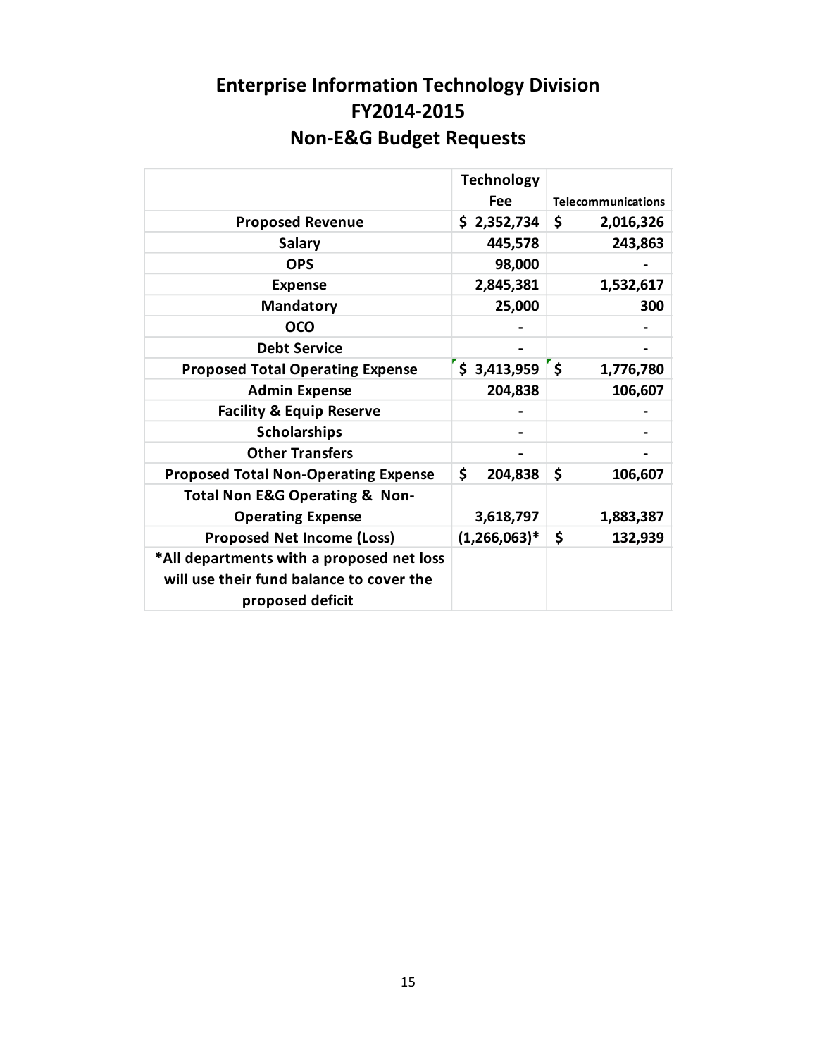# Enterprise Information Technology Division
# FY2014-2015
# Non-E&G Budget Requests

| | Technology Fee | Telecommunications |
|---|---|---|
| **Proposed Revenue** | **$ 2,352,734** | **$ 2,016,326** |
| **Salary** | **445,578** | **243,863** |
| **OPS** | **98,000** | **-** |
| **Expense** | **2,845,381** | **1,532,617** |
| **Mandatory** | **25,000** | **300** |
| **OCO** | **-** | **-** |
| **Debt Service** | **-** | **-** |
| **Proposed Total Operating Expense** | **$ 3,413,959** | **$ 1,776,780** |
| **Admin Expense** | **204,838** | **106,607** |
| **Facility & Equip Reserve** | **-** | **-** |
| **Scholarships** | **-** | **-** |
| **Other Transfers** | **-** | **-** |
| **Proposed Total Non-Operating Expense** | **$ 204,838** | **$ 106,607** |
| **Total Non E&G Operating & Non-Operating Expense** | **3,618,797** | **1,883,387** |
| **Proposed Net Income (Loss)** | **(1,266,063)*** | **$ 132,939** |
| **\*All departments with a proposed net loss will use their fund balance to cover the proposed deficit** | | |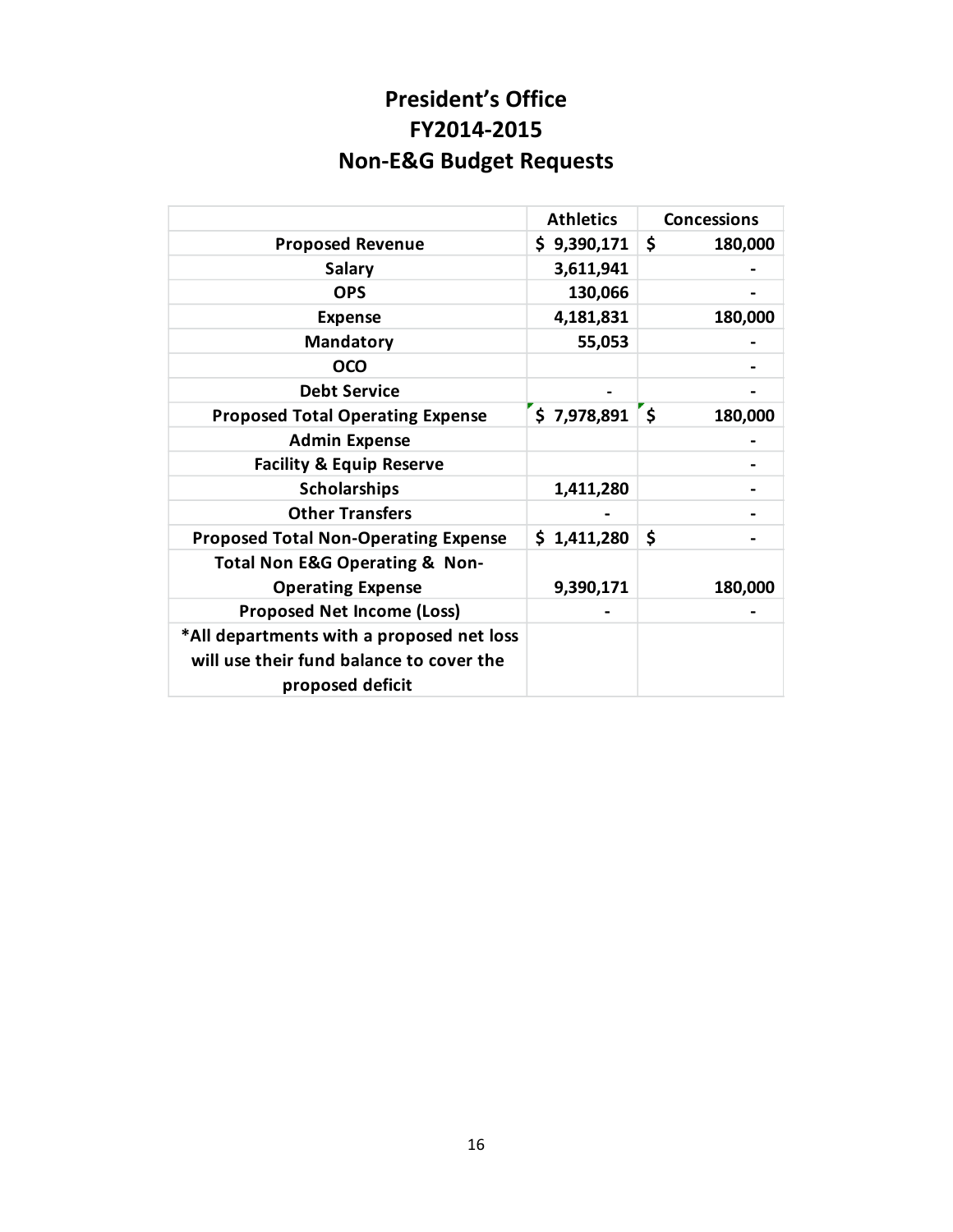# President's Office
# FY2014-2015
# Non-E&G Budget Requests

| | Athletics | Concessions |
|---|---|---|
| **Proposed Revenue** | $ 9,390,171 | $ 180,000 |
| **Salary** | 3,611,941 | - |
| **OPS** | 130,066 | - |
| **Expense** | 4,181,831 | 180,000 |
| **Mandatory** | 55,053 | - |
| **OCO** | | - |
| **Debt Service** | - | - |
| **Proposed Total Operating Expense** | $ 7,978,891 | $ 180,000 |
| **Admin Expense** | | - |
| **Facility & Equip Reserve** | | - |
| **Scholarships** | 1,411,280 | - |
| **Other Transfers** | - | - |
| **Proposed Total Non-Operating Expense** | $ 1,411,280 | $ - |
| **Total Non E&G Operating & Non-Operating Expense** | 9,390,171 | 180,000 |
| **Proposed Net Income (Loss)** | - | - |
| ***All departments with a proposed net loss will use their fund balance to cover the proposed deficit** | | |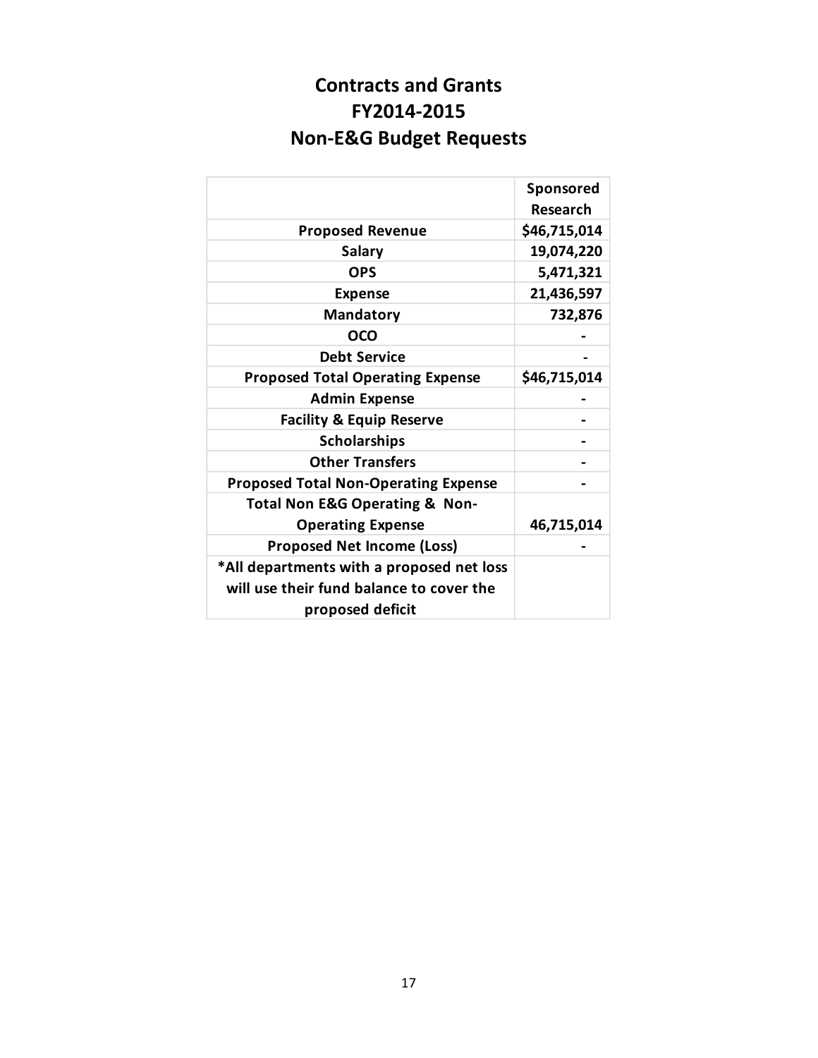# Contracts and Grants
# FY2014-2015
# Non-E&G Budget Requests

| | Sponsored Research |
|---|---|
| **Proposed Revenue** | **$46,715,014** |
| **Salary** | **19,074,220** |
| **OPS** | **5,471,321** |
| **Expense** | **21,436,597** |
| **Mandatory** | **732,876** |
| **OCO** | **-** |
| **Debt Service** | **-** |
| **Proposed Total Operating Expense** | **$46,715,014** |
| **Admin Expense** | **-** |
| **Facility & Equip Reserve** | **-** |
| **Scholarships** | **-** |
| **Other Transfers** | **-** |
| **Proposed Total Non-Operating Expense** | **-** |
| **Total Non E&G Operating & Non-Operating Expense** | **46,715,014** |
| **Proposed Net Income (Loss)** | **-** |
| **\*All departments with a proposed net loss will use their fund balance to cover the proposed deficit** | |